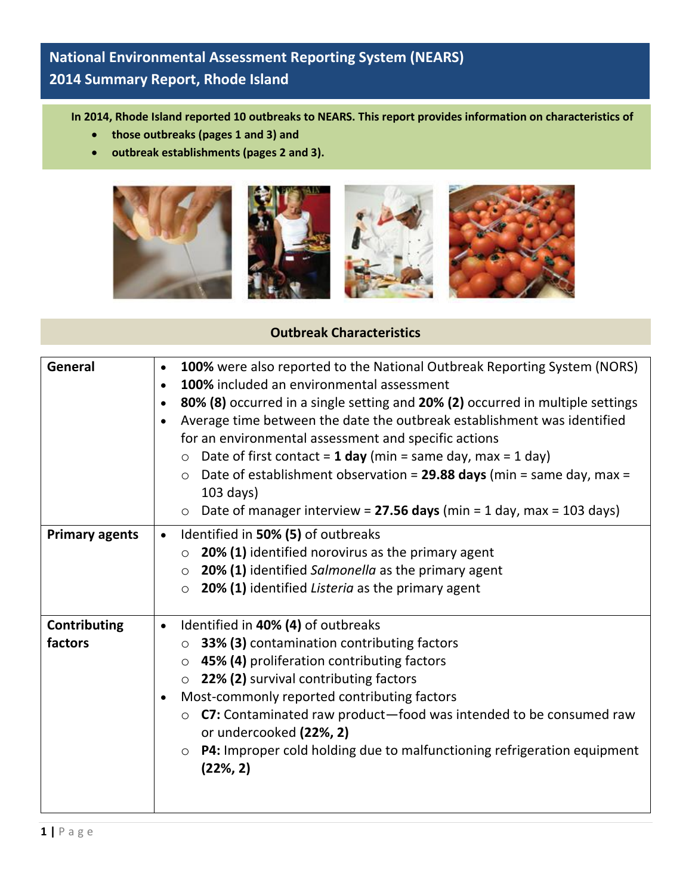# National Environmental Assessment Reporting System (NEARS)
## 2014 Summary Report, Rhode Island

**In 2014, Rhode Island reported 10 outbreaks to NEARS. This report provides information on characteristics of**

- **those outbreaks (pages 1 and 3) and**
- **outbreak establishments (pages 2 and 3).**

### Outbreak Characteristics

| | |
|---|---|
| **General** | • **100%** were also reported to the National Outbreak Reporting System (NORS)<br>• **100%** included an environmental assessment<br>• **80% (8)** occurred in a single setting and **20% (2)** occurred in multiple settings<br>• Average time between the date the outbreak establishment was identified for an environmental assessment and specific actions<br>  ○ Date of first contact = **1 day** (min = same day, max = 1 day)<br>  ○ Date of establishment observation = **29.88 days** (min = same day, max = 103 days)<br>  ○ Date of manager interview = **27.56 days** (min = 1 day, max = 103 days) |
| **Primary agents** | • Identified in **50% (5)** of outbreaks<br>  ○ **20% (1)** identified norovirus as the primary agent<br>  ○ **20% (1)** identified *Salmonella* as the primary agent<br>  ○ **20% (1)** identified *Listeria* as the primary agent |
| **Contributing factors** | • Identified in **40% (4)** of outbreaks<br>  ○ **33% (3)** contamination contributing factors<br>  ○ **45% (4)** proliferation contributing factors<br>  ○ **22% (2)** survival contributing factors<br>• Most-commonly reported contributing factors<br>  ○ **C7:** Contaminated raw product—food was intended to be consumed raw or undercooked **(22%, 2)**<br>  ○ **P4:** Improper cold holding due to malfunctioning refrigeration equipment **(22%, 2)** |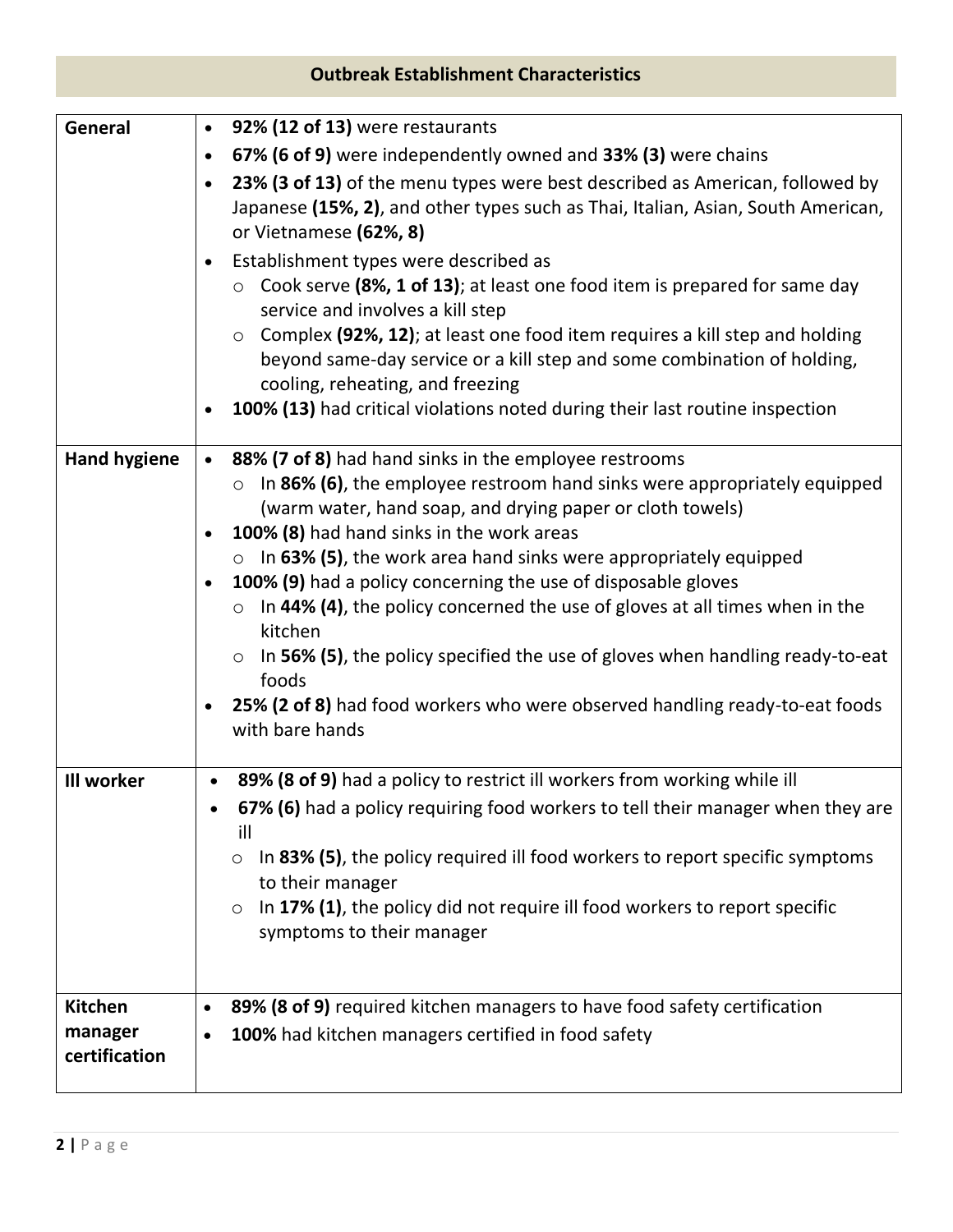## Outbreak Establishment Characteristics

| | |
|---|---|
| **General** | • **92% (12 of 13)** were restaurants<br>• **67% (6 of 9)** were independently owned and **33% (3)** were chains<br>• **23% (3 of 13)** of the menu types were best described as American, followed by Japanese **(15%, 2)**, and other types such as Thai, Italian, Asian, South American, or Vietnamese **(62%, 8)**<br>• Establishment types were described as<br>  ◦ Cook serve **(8%, 1 of 13)**; at least one food item is prepared for same day service and involves a kill step<br>  ◦ Complex **(92%, 12)**; at least one food item requires a kill step and holding beyond same-day service or a kill step and some combination of holding, cooling, reheating, and freezing<br>• **100% (13)** had critical violations noted during their last routine inspection |
| **Hand hygiene** | • **88% (7 of 8)** had hand sinks in the employee restrooms<br>  ◦ In **86% (6)**, the employee restroom hand sinks were appropriately equipped (warm water, hand soap, and drying paper or cloth towels)<br>• **100% (8)** had hand sinks in the work areas<br>  ◦ In **63% (5)**, the work area hand sinks were appropriately equipped<br>• **100% (9)** had a policy concerning the use of disposable gloves<br>  ◦ In **44% (4)**, the policy concerned the use of gloves at all times when in the kitchen<br>  ◦ In **56% (5)**, the policy specified the use of gloves when handling ready-to-eat foods<br>• **25% (2 of 8)** had food workers who were observed handling ready-to-eat foods with bare hands |
| **Ill worker** | • **89% (8 of 9)** had a policy to restrict ill workers from working while ill<br>• **67% (6)** had a policy requiring food workers to tell their manager when they are ill<br>  ◦ In **83% (5)**, the policy required ill food workers to report specific symptoms to their manager<br>  ◦ In **17% (1)**, the policy did not require ill food workers to report specific symptoms to their manager |
| **Kitchen manager certification** | • **89% (8 of 9)** required kitchen managers to have food safety certification<br>• **100%** had kitchen managers certified in food safety |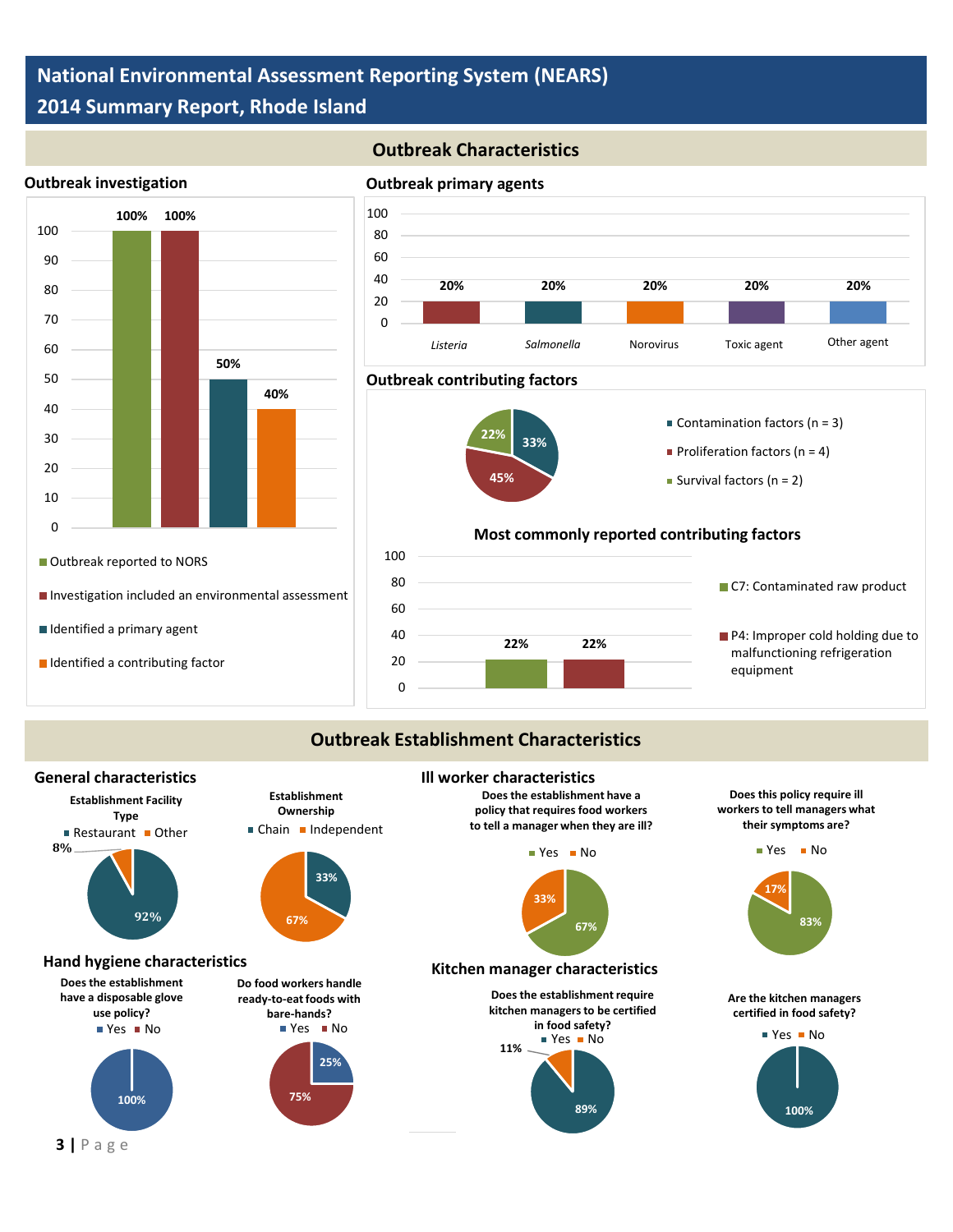# National Environmental Assessment Reporting System (NEARS)
# 2014 Summary Report, Rhode Island

## Outbreak Characteristics

### Outbreak investigation

100
90
80
70
60
50
40
30
20
10
0

100%
100%
50%
40%

- Outbreak reported to NORS
- Investigation included an environmental assessment
- Identified a primary agent
- Identified a contributing factor

### Outbreak primary agents

100
80
60
40
20
0

20% *Listeria*
20% *Salmonella*
20% Norovirus
20% Toxic agent
20% Other agent

### Outbreak contributing factors

33%
45%
22%

- Contamination factors (n = 3)
- Proliferation factors (n = 4)
- Survival factors (n = 2)

**Most commonly reported contributing factors**

100
80
60
40
20
0

22%
22%

- C7: Contaminated raw product
- P4: Improper cold holding due to malfunctioning refrigeration equipment

## Outbreak Establishment Characteristics

### General characteristics

**Establishment Facility Type**

Restaurant | Other

8%
92%

**Establishment Ownership**

Chain | Independent

33%
67%

### Ill worker characteristics

**Does the establishment have a policy that requires food workers to tell a manager when they are ill?**

Yes | No

33%
67%

**Does this policy require ill workers to tell managers what their symptoms are?**

Yes | No

17%
83%

### Hand hygiene characteristics

**Does the establishment have a disposable glove use policy?**

Yes | No

100%

**Do food workers handle ready-to-eat foods with bare-hands?**

Yes | No

25%
75%

### Kitchen manager characteristics

**Does the establishment require kitchen managers to be certified in food safety?**

Yes | No

11%
89%

**Are the kitchen managers certified in food safety?**

Yes | No

100%